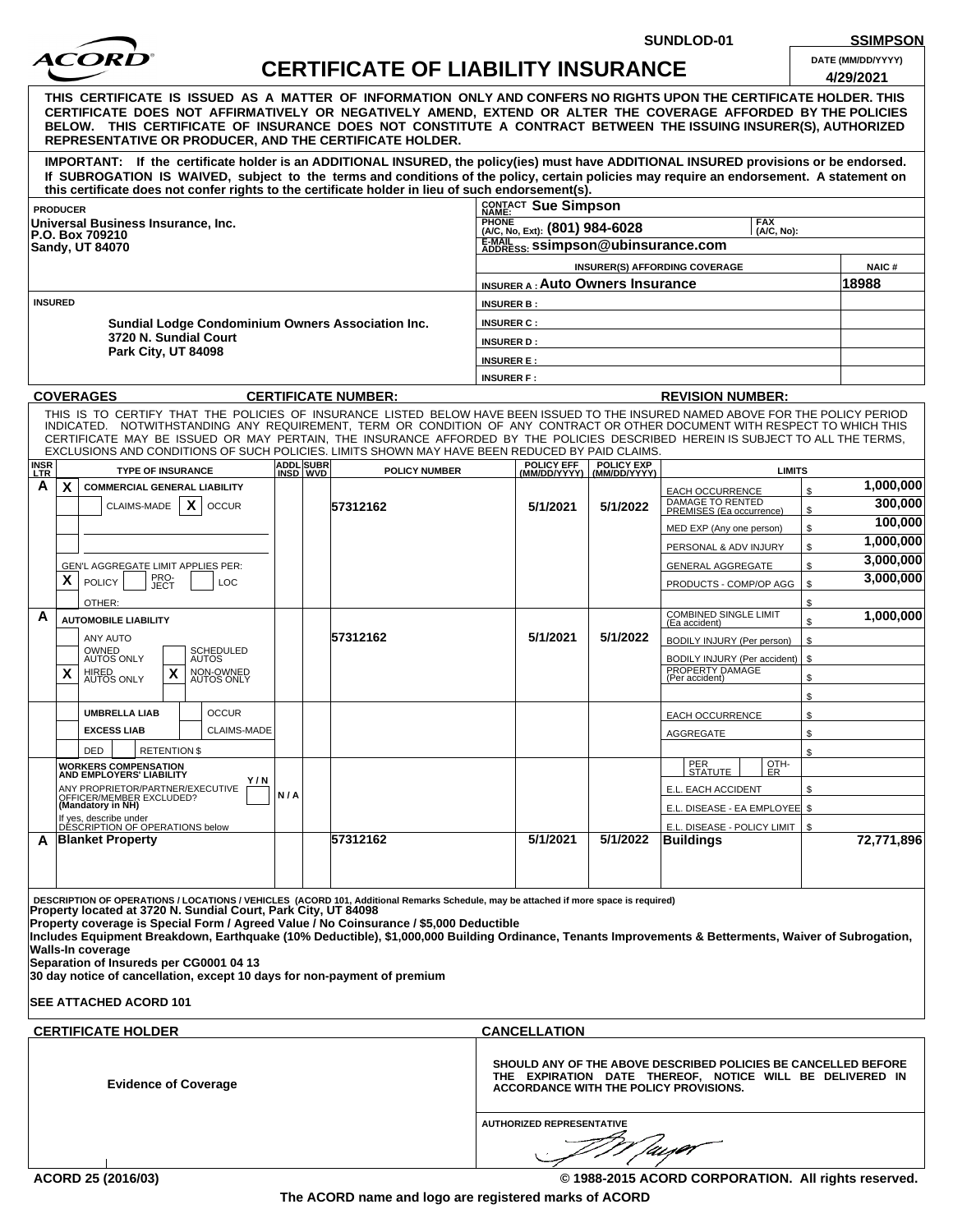SUNDLOD-01 SSIMPSON

# ACORD CERTIFICATE OF LIABILITY INSURANCE

DATE (MM/DD/YYYY): 4/29/2021

**THIS CERTIFICATE IS ISSUED AS A MATTER OF INFORMATION ONLY AND CONFERS NO RIGHTS UPON THE CERTIFICATE HOLDER. THIS CERTIFICATE DOES NOT AFFIRMATIVELY OR NEGATIVELY AMEND, EXTEND OR ALTER THE COVERAGE AFFORDED BY THE POLICIES BELOW. THIS CERTIFICATE OF INSURANCE DOES NOT CONSTITUTE A CONTRACT BETWEEN THE ISSUING INSURER(S), AUTHORIZED REPRESENTATIVE OR PRODUCER, AND THE CERTIFICATE HOLDER.**

**IMPORTANT: If the certificate holder is an ADDITIONAL INSURED, the policy(ies) must have ADDITIONAL INSURED provisions or be endorsed. If SUBROGATION IS WAIVED, subject to the terms and conditions of the policy, certain policies may require an endorsement. A statement on this certificate does not confer rights to the certificate holder in lieu of such endorsement(s).**

| PRODUCER | CONTACT |
|---|---|
| Universal Business Insurance, Inc.<br>P.O. Box 709210<br>Sandy, UT 84070 | CONTACT NAME: Sue Simpson<br>PHONE (A/C, No, Ext): (801) 984-6028 FAX (A/C, No):<br>E-MAIL ADDRESS: ssimpson@ubinsurance.com |

| INSURER(S) AFFORDING COVERAGE | NAIC # |
|---|---|
| INSURER A : Auto Owners Insurance | 18988 |
| INSURER B : | |
| INSURER C : | |
| INSURER D : | |
| INSURER E : | |
| INSURER F : | |

**INSURED**

Sundial Lodge Condominium Owners Association Inc.
3720 N. Sundial Court
Park City, UT 84098

**COVERAGES** CERTIFICATE NUMBER: REVISION NUMBER:

THIS IS TO CERTIFY THAT THE POLICIES OF INSURANCE LISTED BELOW HAVE BEEN ISSUED TO THE INSURED NAMED ABOVE FOR THE POLICY PERIOD INDICATED. NOTWITHSTANDING ANY REQUIREMENT, TERM OR CONDITION OF ANY CONTRACT OR OTHER DOCUMENT WITH RESPECT TO WHICH THIS CERTIFICATE MAY BE ISSUED OR MAY PERTAIN, THE INSURANCE AFFORDED BY THE POLICIES DESCRIBED HEREIN IS SUBJECT TO ALL THE TERMS, EXCLUSIONS AND CONDITIONS OF SUCH POLICIES. LIMITS SHOWN MAY HAVE BEEN REDUCED BY PAID CLAIMS.

| INSR LTR | TYPE OF INSURANCE | ADDL INSD | SUBR WVD | POLICY NUMBER | POLICY EFF (MM/DD/YYYY) | POLICY EXP (MM/DD/YYYY) | LIMITS | |
|---|---|---|---|---|---|---|---|---|
| A | X COMMERCIAL GENERAL LIABILITY<br>CLAIMS-MADE [X] OCCUR<br>GEN'L AGGREGATE LIMIT APPLIES PER: [X] POLICY [ ] PRO-JECT [ ] LOC<br>OTHER: | | | 57312162 | 5/1/2021 | 5/1/2022 | EACH OCCURRENCE | $ 1,000,000 |
| | | | | | | | DAMAGE TO RENTED PREMISES (Ea occurrence) | $ 300,000 |
| | | | | | | | MED EXP (Any one person) | $ 100,000 |
| | | | | | | | PERSONAL & ADV INJURY | $ 1,000,000 |
| | | | | | | | GENERAL AGGREGATE | $ 3,000,000 |
| | | | | | | | PRODUCTS - COMP/OP AGG | $ 3,000,000 |
| | | | | | | | | $ |
| A | AUTOMOBILE LIABILITY<br>ANY AUTO<br>OWNED AUTOS ONLY / SCHEDULED AUTOS<br>X HIRED AUTOS ONLY / X NON-OWNED AUTOS ONLY | | | 57312162 | 5/1/2021 | 5/1/2022 | COMBINED SINGLE LIMIT (Ea accident) | $ 1,000,000 |
| | | | | | | | BODILY INJURY (Per person) | $ |
| | | | | | | | BODILY INJURY (Per accident) | $ |
| | | | | | | | PROPERTY DAMAGE (Per accident) | $ |
| | | | | | | | | $ |
| | UMBRELLA LIAB / OCCUR<br>EXCESS LIAB / CLAIMS-MADE<br>DED / RETENTION $ | | | | | | EACH OCCURRENCE | $ |
| | | | | | | | AGGREGATE | $ |
| | | | | | | | | $ |
| | WORKERS COMPENSATION AND EMPLOYERS' LIABILITY Y / N<br>ANY PROPRIETOR/PARTNER/EXECUTIVE OFFICER/MEMBER EXCLUDED? (Mandatory in NH)<br>If yes, describe under DESCRIPTION OF OPERATIONS below | N / A | | | | | PER STATUTE / OTH-ER | |
| | | | | | | | E.L. EACH ACCIDENT | $ |
| | | | | | | | E.L. DISEASE - EA EMPLOYEE | $ |
| | | | | | | | E.L. DISEASE - POLICY LIMIT | $ |
| A | Blanket Property | | | 57312162 | 5/1/2021 | 5/1/2022 | Buildings | 72,771,896 |

DESCRIPTION OF OPERATIONS / LOCATIONS / VEHICLES (ACORD 101, Additional Remarks Schedule, may be attached if more space is required)

**Property located at 3720 N. Sundial Court, Park City, UT 84098**
**Property coverage is Special Form / Agreed Value / No Coinsurance / $5,000 Deductible**
**Includes Equipment Breakdown, Earthquake (10% Deductible), $1,000,000 Building Ordinance, Tenants Improvements & Betterments, Waiver of Subrogation, Walls-In coverage**
**Separation of Insureds per CG0001 04 13**
**30 day notice of cancellation, except 10 days for non-payment of premium**

**SEE ATTACHED ACORD 101**

| CERTIFICATE HOLDER | CANCELLATION |
|---|---|
| Evidence of Coverage | SHOULD ANY OF THE ABOVE DESCRIBED POLICIES BE CANCELLED BEFORE THE EXPIRATION DATE THEREOF, NOTICE WILL BE DELIVERED IN ACCORDANCE WITH THE POLICY PROVISIONS.<br><br>AUTHORIZED REPRESENTATIVE |

ACORD 25 (2016/03) © 1988-2015 ACORD CORPORATION. All rights reserved.

The ACORD name and logo are registered marks of ACORD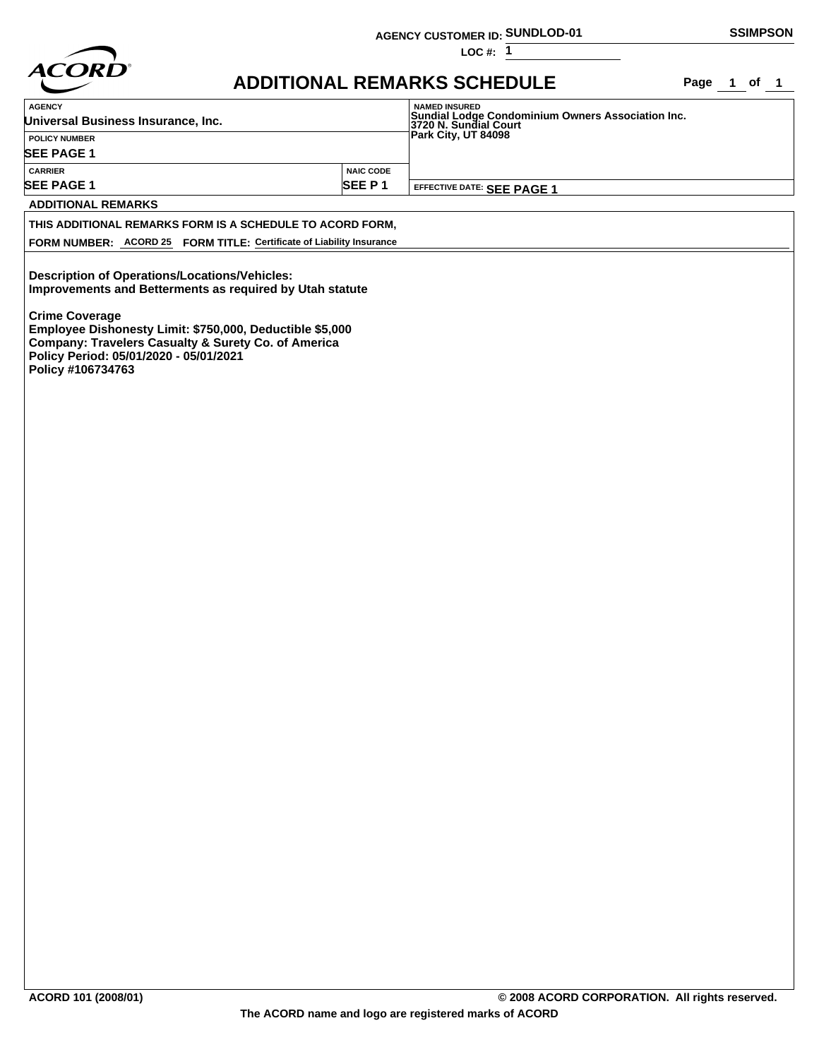AGENCY CUSTOMER ID: SUNDLOD-01 SSIMPSON

LOC #: 1

ACORD

# ADDITIONAL REMARKS SCHEDULE

Page 1 of 1

| | |
|---|---|
| AGENCY<br>Universal Business Insurance, Inc. | NAMED INSURED<br>Sundial Lodge Condominium Owners Association Inc.<br>3720 N. Sundial Court<br>Park City, UT 84098 |
| POLICY NUMBER<br>SEE PAGE 1 | |
| CARRIER<br>SEE PAGE 1 / NAIC CODE<br>SEE P 1 | EFFECTIVE DATE: SEE PAGE 1 |

**ADDITIONAL REMARKS**

THIS ADDITIONAL REMARKS FORM IS A SCHEDULE TO ACORD FORM,

FORM NUMBER: ACORD 25 FORM TITLE: Certificate of Liability Insurance

**Description of Operations/Locations/Vehicles:**
**Improvements and Betterments as required by Utah statute**

**Crime Coverage**
**Employee Dishonesty Limit: $750,000, Deductible $5,000**
**Company: Travelers Casualty & Surety Co. of America**
**Policy Period: 05/01/2020 - 05/01/2021**
**Policy #106734763**

ACORD 101 (2008/01) © 2008 ACORD CORPORATION. All rights reserved.

The ACORD name and logo are registered marks of ACORD